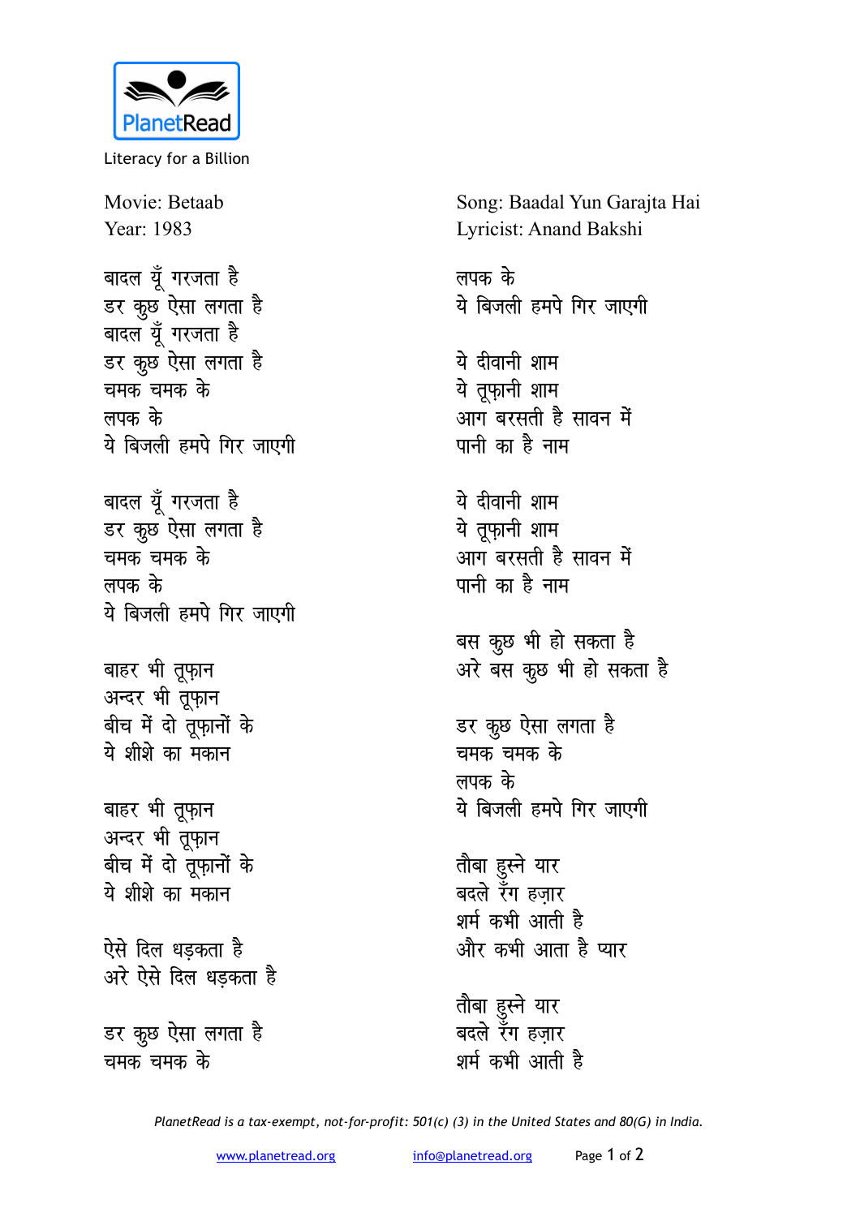PlanetRead

Literacy for a Billion

Movie: Betaab
Year: 1983

Song: Baadal Yun Garajta Hai
Lyricist: Anand Bakshi

बादल यूँ गरजता है
डर कुछ ऐसा लगता है
बादल यूँ गरजता है
डर कुछ ऐसा लगता है
चमक चमक के
लपक के
ये बिजली हमपे गिर जाएगी

बादल यूँ गरजता है
डर कुछ ऐसा लगता है
चमक चमक के
लपक के
ये बिजली हमपे गिर जाएगी

बाहर भी तूफ़ान
अन्दर भी तूफ़ान
बीच में दो तूफ़ानों के
ये शीशे का मकान

बाहर भी तूफ़ान
अन्दर भी तूफ़ान
बीच में दो तूफ़ानों के
ये शीशे का मकान

ऐसे दिल धड़कता है
अरे ऐसे दिल धड़कता है

डर कुछ ऐसा लगता है
चमक चमक के
लपक के
ये बिजली हमपे गिर जाएगी

ये दीवानी शाम
ये तूफ़ानी शाम
आग बरसती है सावन में
पानी का है नाम

ये दीवानी शाम
ये तूफ़ानी शाम
आग बरसती है सावन में
पानी का है नाम

बस कुछ भी हो सकता है
अरे बस कुछ भी हो सकता है

डर कुछ ऐसा लगता है
चमक चमक के
लपक के
ये बिजली हमपे गिर जाएगी

तौबा हुस्ने यार
बदले रँग हज़ार
शर्म कभी आती है
और कभी आता है प्यार

तौबा हुस्ने यार
बदले रँग हज़ार
शर्म कभी आती है

*PlanetRead is a tax-exempt, not-for-profit: 501(c) (3) in the United States and 80(G) in India.*

www.planetread.org info@planetread.org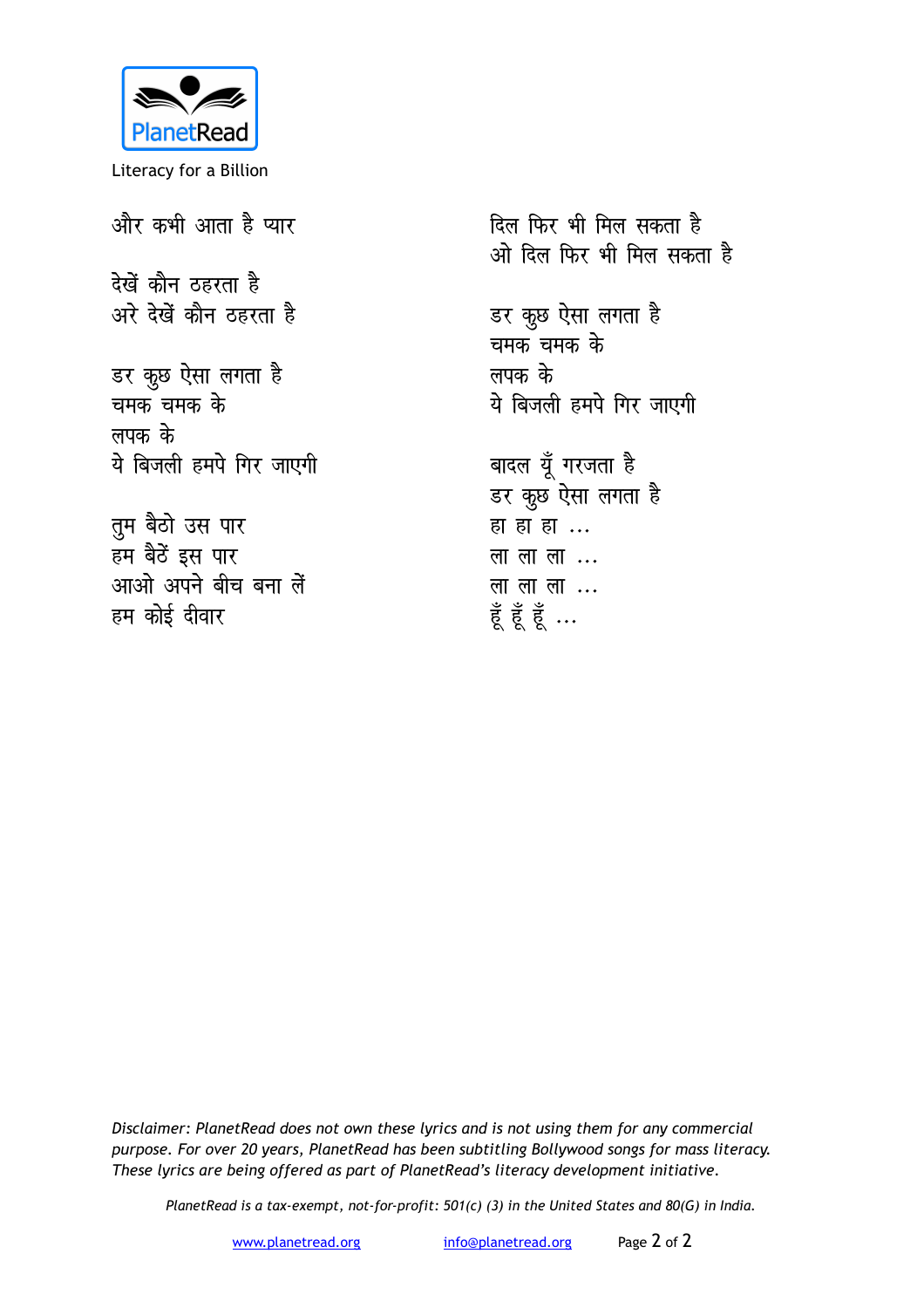Literacy for a Billion

और कभी आता है प्यार

देखें कौन ठहरता है
अरे देखें कौन ठहरता है

डर कुछ ऐसा लगता है
चमक चमक के
लपक के
ये बिजली हमपे गिर जाएगी

तुम बैठो उस पार
हम बैठें इस पार
आओ अपने बीच बना लें
हम कोई दीवार

दिल फिर भी मिल सकता है
ओ दिल फिर भी मिल सकता है

डर कुछ ऐसा लगता है
चमक चमक के
लपक के
ये बिजली हमपे गिर जाएगी

बादल यूँ गरजता है
डर कुछ ऐसा लगता है
हा हा हा ...
ला ला ला ...
ला ला ला ...
हूँ हूँ हूँ ...

*Disclaimer: PlanetRead does not own these lyrics and is not using them for any commercial purpose. For over 20 years, PlanetRead has been subtitling Bollywood songs for mass literacy. These lyrics are being offered as part of PlanetRead's literacy development initiative.*

*PlanetRead is a tax-exempt, not-for-profit: 501(c) (3) in the United States and 80(G) in India.*

www.planetread.org info@planetread.org